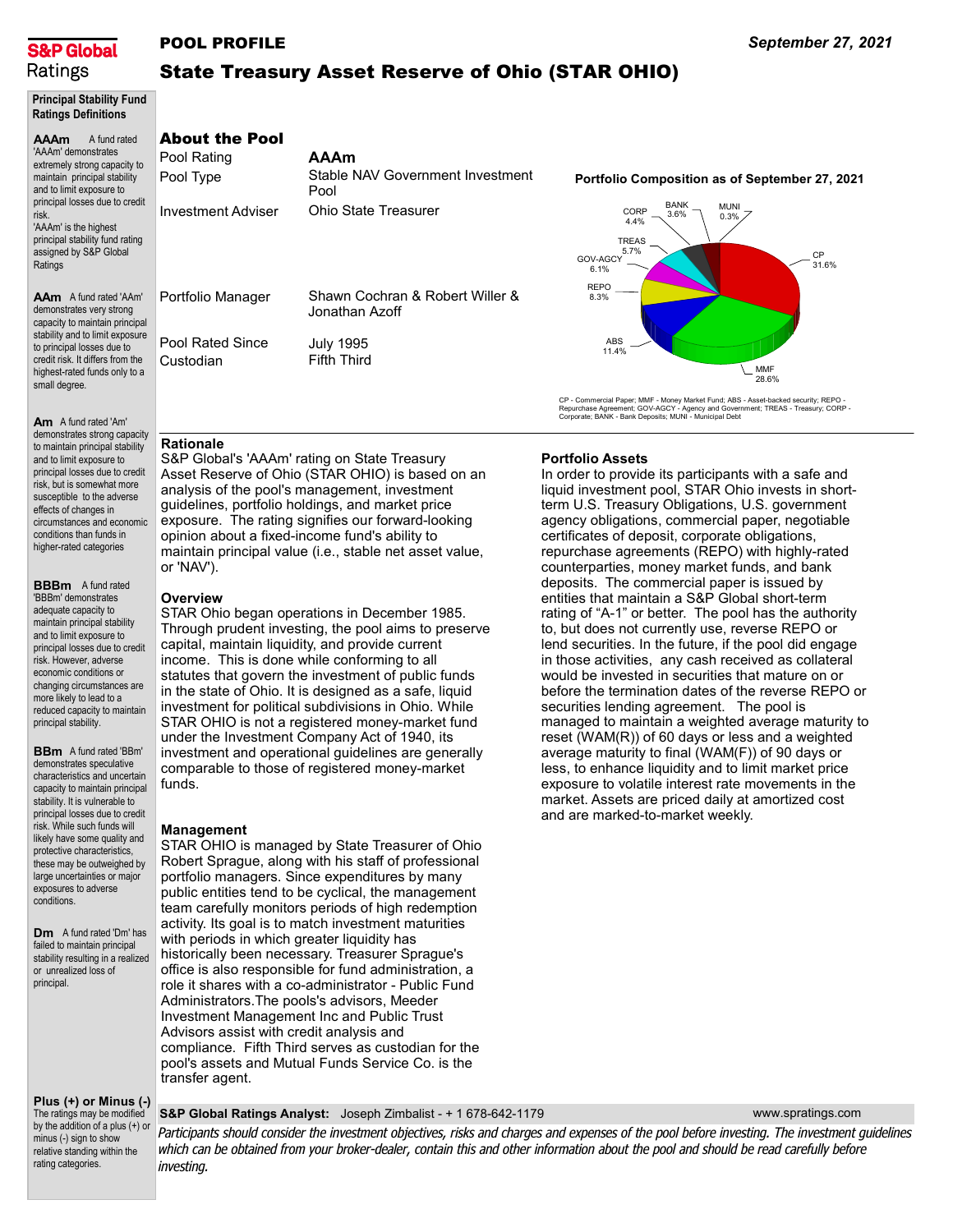**S&P Global Ratings**

# POOL PROFILE

*September 27, 2021*

## State Treasury Asset Reserve of Ohio (STAR OHIO)

### About the Pool

| | |
|---|---|
| Pool Rating | **AAAm** |
| Pool Type | Stable NAV Government Investment Pool |
| Investment Adviser | Ohio State Treasurer |
| Portfolio Manager | Shawn Cochran & Robert Willer & Jonathan Azoff |
| Pool Rated Since | July 1995 |
| Custodian | Fifth Third |

**Portfolio Composition as of September 27, 2021**

| Asset | % |
|---|---|
| CP | 31.6% |
| MMF | 28.6% |
| ABS | 11.4% |
| REPO | 8.3% |
| GOV-AGCY | 6.1% |
| TREAS | 5.7% |
| CORP | 4.4% |
| BANK | 3.6% |
| MUNI | 0.3% |

CP - Commercial Paper; MMF - Money Market Fund; ABS - Asset-backed security; REPO - Repurchase Agreement; GOV-AGCY - Agency and Government; TREAS - Treasury; CORP - Corporate; BANK - Bank Deposits; MUNI - Municipal Debt

### Rationale

S&P Global's 'AAAm' rating on State Treasury Asset Reserve of Ohio (STAR OHIO) is based on an analysis of the pool's management, investment guidelines, portfolio holdings, and market price exposure. The rating signifies our forward-looking opinion about a fixed-income fund's ability to maintain principal value (i.e., stable net asset value, or 'NAV').

### Overview

STAR Ohio began operations in December 1985. Through prudent investing, the pool aims to preserve capital, maintain liquidity, and provide current income. This is done while conforming to all statutes that govern the investment of public funds in the state of Ohio. It is designed as a safe, liquid investment for political subdivisions in Ohio. While STAR OHIO is not a registered money-market fund under the Investment Company Act of 1940, its investment and operational guidelines are generally comparable to those of registered money-market funds.

### Management

STAR OHIO is managed by State Treasurer of Ohio Robert Sprague, along with his staff of professional portfolio managers. Since expenditures by many public entities tend to be cyclical, the management team carefully monitors periods of high redemption activity. Its goal is to match investment maturities with periods in which greater liquidity has historically been necessary. Treasurer Sprague's office is also responsible for fund administration, a role it shares with a co-administrator - Public Fund Administrators.The pools's advisors, Meeder Investment Management Inc and Public Trust Advisors assist with credit analysis and compliance. Fifth Third serves as custodian for the pool's assets and Mutual Funds Service Co. is the transfer agent.

### Portfolio Assets

In order to provide its participants with a safe and liquid investment pool, STAR Ohio invests in short-term U.S. Treasury Obligations, U.S. government agency obligations, commercial paper, negotiable certificates of deposit, corporate obligations, repurchase agreements (REPO) with highly-rated counterparties, money market funds, and bank deposits. The commercial paper is issued by entities that maintain a S&P Global short-term rating of "A-1" or better. The pool has the authority to, but does not currently use, reverse REPO or lend securities. In the future, if the pool did engage in those activities, any cash received as collateral would be invested in securities that mature on or before the termination dates of the reverse REPO or securities lending agreement. The pool is managed to maintain a weighted average maturity to reset (WAM(R)) of 60 days or less and a weighted average maturity to final (WAM(F)) of 90 days or less, to enhance liquidity and to limit market price exposure to volatile interest rate movements in the market. Assets are priced daily at amortized cost and are marked-to-market weekly.

---

### Principal Stability Fund Ratings Definitions

**AAAm** A fund rated 'AAAm' demonstrates extremely strong capacity to maintain principal stability and to limit exposure to principal losses due to credit risk. 'AAAm' is the highest principal stability fund rating assigned by S&P Global Ratings

**AAm** A fund rated 'AAm' demonstrates very strong capacity to maintain principal stability and to limit exposure to principal losses due to credit risk. It differs from the highest-rated funds only to a small degree.

**Am** A fund rated 'Am' demonstrates strong capacity to maintain principal stability and to limit exposure to principal losses due to credit risk, but is somewhat more susceptible to the adverse effects of changes in circumstances and economic conditions than funds in higher-rated categories

**BBBm** A fund rated 'BBBm' demonstrates adequate capacity to maintain principal stability and to limit exposure to principal losses due to credit risk. However, adverse economic conditions or changing circumstances are more likely to lead to a reduced capacity to maintain principal stability.

**BBm** A fund rated 'BBm' demonstrates speculative characteristics and uncertain capacity to maintain principal stability. It is vulnerable to principal losses due to credit risk. While such funds will likely have some quality and protective characteristics, these may be outweighed by large uncertainties or major exposures to adverse conditions.

**Dm** A fund rated 'Dm' has failed to maintain principal stability resulting in a realized or unrealized loss of principal.

**Plus (+) or Minus (-)** The ratings may be modified by the addition of a plus (+) or minus (-) sign to show relative standing within the rating categories.

---

**S&P Global Ratings Analyst:** Joseph Zimbalist - + 1 678-642-1179 www.spratings.com

*Participants should consider the investment objectives, risks and charges and expenses of the pool before investing. The investment guidelines which can be obtained from your broker-dealer, contain this and other information about the pool and should be read carefully before investing.*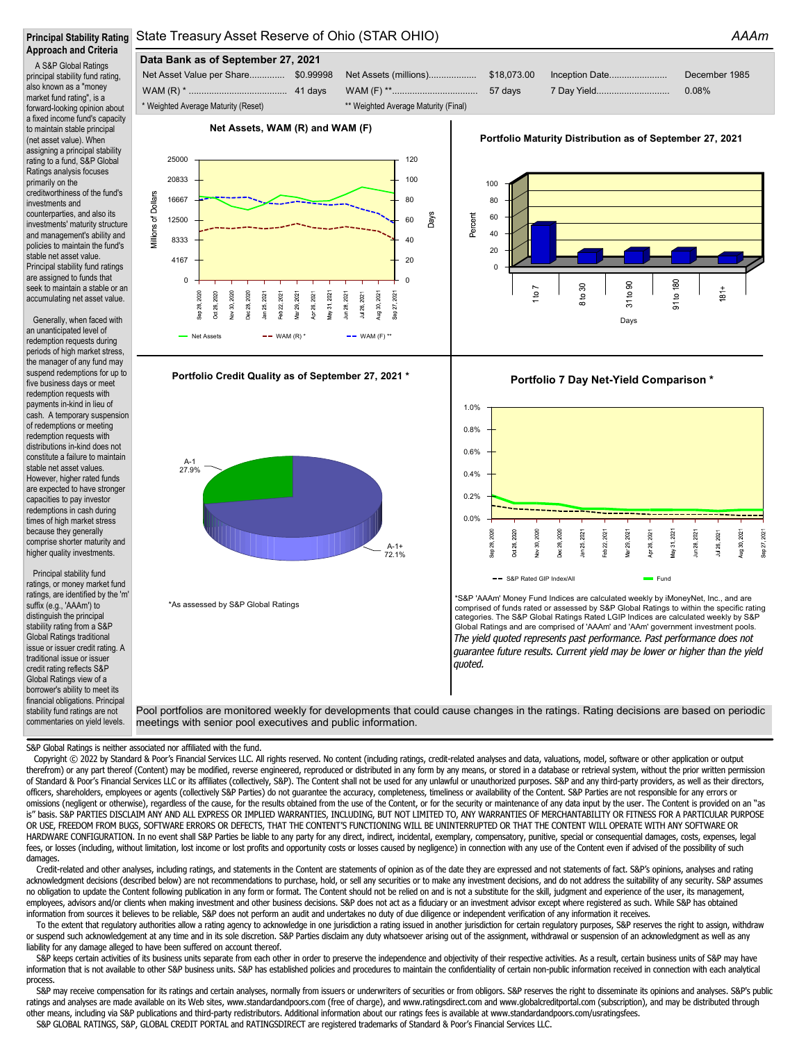## Principal Stability Rating Approach and Criteria

A S&P Global Ratings principal stability fund rating, also known as a "money market fund rating", is a forward-looking opinion about a fixed income fund's capacity to maintain stable principal (net asset value). When assigning a principal stability rating to a fund, S&P Global Ratings analysis focuses primarily on the creditworthiness of the fund's investments and counterparties, and also its investments' maturity structure and management's ability and policies to maintain the fund's stable net asset value. Principal stability fund ratings are assigned to funds that seek to maintain a stable or an accumulating net asset value.

Generally, when faced with an unanticipated level of redemption requests during periods of high market stress, the manager of any fund may suspend redemptions for up to five business days or meet redemption requests with payments in-kind in lieu of cash. A temporary suspension of redemptions or meeting redemption requests with distributions in-kind does not constitute a failure to maintain stable net asset values. However, higher rated funds are expected to have stronger capacities to pay investor redemptions in cash during times of high market stress because they generally comprise shorter maturity and higher quality investments.

Principal stability fund ratings, or money market fund ratings, are identified by the 'm' suffix (e.g., 'AAAm') to distinguish the principal stability rating from a S&P Global Ratings traditional issue or issuer credit rating. A traditional issue or issuer credit rating reflects S&P Global Ratings view of a borrower's ability to meet its financial obligations. Principal stability fund ratings are not commentaries on yield levels.

# State Treasury Asset Reserve of Ohio (STAR OHIO) — AAAm

## Data Bank as of September 27, 2021

| | | | | | |
|---|---|---|---|---|---|
| Net Asset Value per Share | $0.99998 | Net Assets (millions) | $18,073.00 | Inception Date | December 1985 |
| WAM (R) * | 41 days | WAM (F) ** | 57 days | 7 Day Yield | 0.08% |

\* Weighted Average Maturity (Reset) ** Weighted Average Maturity (Final)

### Net Assets, WAM (R) and WAM (F)

Millions of Dollars: 25000, 20833, 16667, 12500, 8333, 4167, 0
Days: 120, 100, 80, 60, 40, 20, 0
Sep 28, 2020; Oct 26, 2020; Nov 30, 2020; Dec 28, 2020; Jan 25, 2021; Feb 22, 2021; Mar 29, 2021; Apr 26, 2021; May 31, 2021; Jun 28, 2021; Jul 26, 2021; Aug 30, 2021; Sep 27, 2021
Net Assets — WAM (R) * — WAM (F) **

### Portfolio Maturity Distribution as of September 27, 2021

Percent: 100, 80, 60, 40, 20, 0
Days: 1 to 7; 8 to 30; 31 to 90; 91 to 180; 181+

### Portfolio Credit Quality as of September 27, 2021 *

A-1 27.9%
A-1+ 72.1%

*As assessed by S&P Global Ratings

### Portfolio 7 Day Net-Yield Comparison *

1.0%, 0.8%, 0.6%, 0.4%, 0.2%, 0.0%
Sep 28, 2020; Oct 26, 2020; Nov 30, 2020; Dec 28, 2020; Jan 25, 2021; Feb 22, 2021; Mar 29, 2021; Apr 26, 2021; May 31, 2021; Jun 28, 2021; Jul 26, 2021; Aug 30, 2021; Sep 27, 2021
S&P Rated GIP Index/All — Fund

*S&P 'AAAm' Money Fund Indices are calculated weekly by iMoneyNet, Inc., and are comprised of funds rated or assessed by S&P Global Ratings to within the specific rating categories. The S&P Global Ratings Rated LGIP Indices are calculated weekly by S&P Global Ratings and are comprised of 'AAAm' and 'AAm' government investment pools.

*The yield quoted represents past performance. Past performance does not guarantee future results. Current yield may be lower or higher than the yield quoted.*

Pool portfolios are monitored weekly for developments that could cause changes in the ratings. Rating decisions are based on periodic meetings with senior pool executives and public information.

S&P Global Ratings is neither associated nor affiliated with the fund.

Copyright © 2022 by Standard & Poor's Financial Services LLC. All rights reserved. No content (including ratings, credit-related analyses and data, valuations, model, software or other application or output therefrom) or any part thereof (Content) may be modified, reverse engineered, reproduced or distributed in any form by any means, or stored in a database or retrieval system, without the prior written permission of Standard & Poor's Financial Services LLC or its affiliates (collectively, S&P). The Content shall not be used for any unlawful or unauthorized purposes. S&P and any third-party providers, as well as their directors, officers, shareholders, employees or agents (collectively S&P Parties) do not guarantee the accuracy, completeness, timeliness or availability of the Content. S&P Parties are not responsible for any errors or omissions (negligent or otherwise), regardless of the cause, for the results obtained from the use of the Content, or for the security or maintenance of any data input by the user. The Content is provided on an "as is" basis. S&P PARTIES DISCLAIM ANY AND ALL EXPRESS OR IMPLIED WARRANTIES, INCLUDING, BUT NOT LIMITED TO, ANY WARRANTIES OF MERCHANTABILITY OR FITNESS FOR A PARTICULAR PURPOSE OR USE, FREEDOM FROM BUGS, SOFTWARE ERRORS OR DEFECTS, THAT THE CONTENT'S FUNCTIONING WILL BE UNINTERRUPTED OR THAT THE CONTENT WILL OPERATE WITH ANY SOFTWARE OR HARDWARE CONFIGURATION. In no event shall S&P Parties be liable to any party for any direct, indirect, incidental, exemplary, compensatory, punitive, special or consequential damages, costs, expenses, legal fees, or losses (including, without limitation, lost income or lost profits and opportunity costs or losses caused by negligence) in connection with any use of the Content even if advised of the possibility of such damages.

Credit-related and other analyses, including ratings, and statements in the Content are statements of opinion as of the date they are expressed and not statements of fact. S&P's opinions, analyses and rating acknowledgment decisions (described below) are not recommendations to purchase, hold, or sell any securities or to make any investment decisions, and do not address the suitability of any security. S&P assumes no obligation to update the Content following publication in any form or format. The Content should not be relied on and is not a substitute for the skill, judgment and experience of the user, its management, employees, advisors and/or clients when making investment and other business decisions. S&P does not act as a fiduciary or an investment advisor except where registered as such. While S&P has obtained information from sources it believes to be reliable, S&P does not perform an audit and undertakes no duty of due diligence or independent verification of any information it receives.

To the extent that regulatory authorities allow a rating agency to acknowledge in one jurisdiction a rating issued in another jurisdiction for certain regulatory purposes, S&P reserves the right to assign, withdraw or suspend such acknowledgement at any time and in its sole discretion. S&P Parties disclaim any duty whatsoever arising out of the assignment, withdrawal or suspension of an acknowledgment as well as any liability for any damage alleged to have been suffered on account thereof.

S&P keeps certain activities of its business units separate from each other in order to preserve the independence and objectivity of their respective activities. As a result, certain business units of S&P may have information that is not available to other S&P business units. S&P has established policies and procedures to maintain the confidentiality of certain non-public information received in connection with each analytical process.

S&P may receive compensation for its ratings and certain analyses, normally from issuers or underwriters of securities or from obligors. S&P reserves the right to disseminate its opinions and analyses. S&P's public ratings and analyses are made available on its Web sites, www.standardandpoors.com (free of charge), and www.ratingsdirect.com and www.globalcreditportal.com (subscription), and may be distributed through other means, including via S&P publications and third-party redistributors. Additional information about our ratings fees is available at www.standardandpoors.com/usratingsfees.

S&P GLOBAL RATINGS, S&P, GLOBAL CREDIT PORTAL and RATINGSDIRECT are registered trademarks of Standard & Poor's Financial Services LLC.